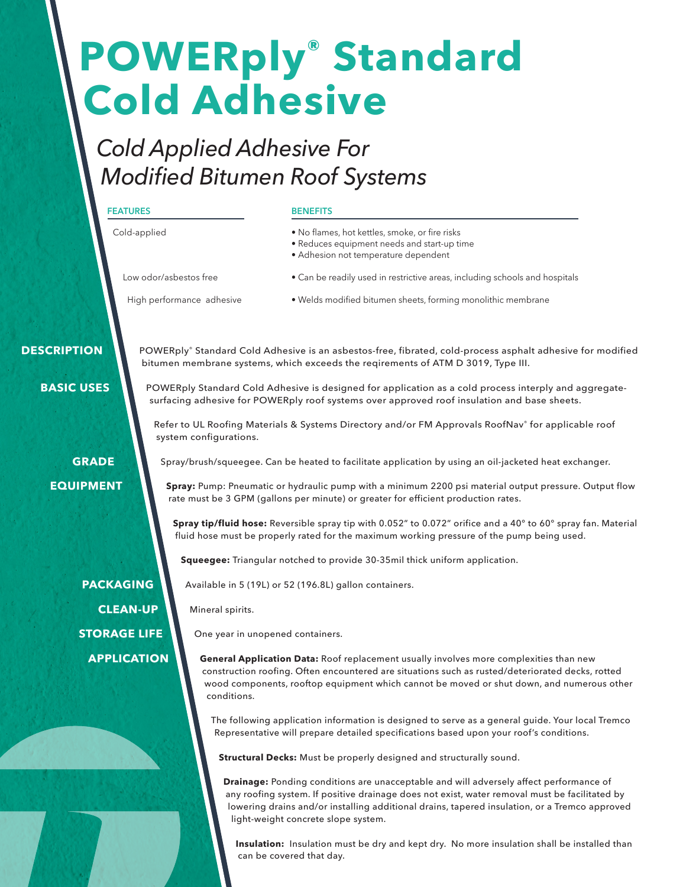# POWERply® Standard Cold Adhesive

## *Cold Applied Adhesive For Modified Bitumen Roof Systems*

| FEATURES | BENEFITS |
| --- | --- |
| Cold-applied | • No flames, hot kettles, smoke, or fire risks<br>• Reduces equipment needs and start-up time<br>• Adhesion not temperature dependent |
| Low odor/asbestos free | • Can be readily used in restrictive areas, including schools and hospitals |
| High performance adhesive | • Welds modified bitumen sheets, forming monolithic membrane |

**DESCRIPTION**

POWERply® Standard Cold Adhesive is an asbestos-free, fibrated, cold-process asphalt adhesive for modified bitumen membrane systems, which exceeds the reqirements of ATM D 3019, Type III.

**BASIC USES**

POWERply Standard Cold Adhesive is designed for application as a cold process interply and aggregate-surfacing adhesive for POWERply roof systems over approved roof insulation and base sheets.

Refer to UL Roofing Materials & Systems Directory and/or FM Approvals RoofNav® for applicable roof system configurations.

**GRADE**

Spray/brush/squeegee. Can be heated to facilitate application by using an oil-jacketed heat exchanger.

**EQUIPMENT**

**Spray:** Pump: Pneumatic or hydraulic pump with a minimum 2200 psi material output pressure. Output flow rate must be 3 GPM (gallons per minute) or greater for efficient production rates.

**Spray tip/fluid hose:** Reversible spray tip with 0.052" to 0.072" orifice and a 40° to 60° spray fan. Material fluid hose must be properly rated for the maximum working pressure of the pump being used.

**Squeegee:** Triangular notched to provide 30-35mil thick uniform application.

**PACKAGING**

Available in 5 (19L) or 52 (196.8L) gallon containers.

**CLEAN-UP**

Mineral spirits.

**STORAGE LIFE**

One year in unopened containers.

**APPLICATION**

**General Application Data:** Roof replacement usually involves more complexities than new construction roofing. Often encountered are situations such as rusted/deteriorated decks, rotted wood components, rooftop equipment which cannot be moved or shut down, and numerous other conditions.

The following application information is designed to serve as a general guide. Your local Tremco Representative will prepare detailed specifications based upon your roof's conditions.

**Structural Decks:** Must be properly designed and structurally sound.

**Drainage:** Ponding conditions are unacceptable and will adversely affect performance of any roofing system. If positive drainage does not exist, water removal must be facilitated by lowering drains and/or installing additional drains, tapered insulation, or a Tremco approved light-weight concrete slope system.

**Insulation:** Insulation must be dry and kept dry. No more insulation shall be installed than can be covered that day.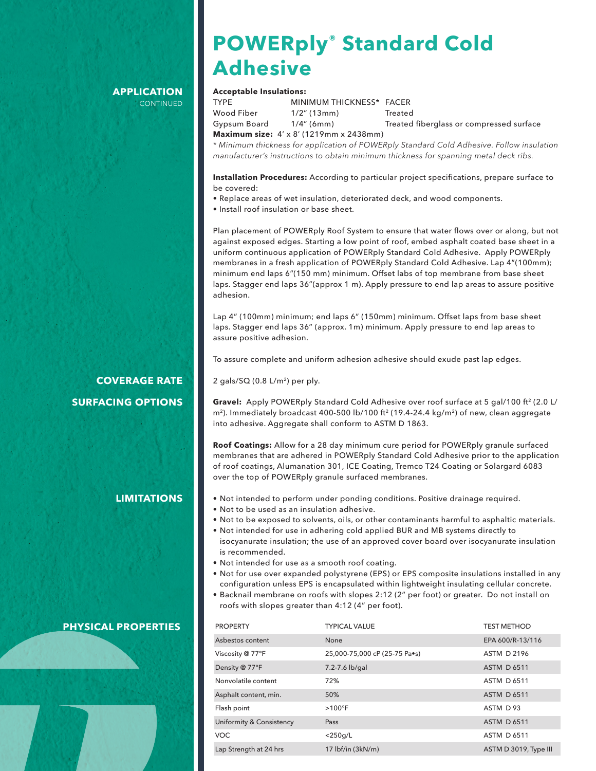# POWERply® Standard Cold Adhesive

## APPLICATION CONTINUED

**Acceptable Insulations:**

| TYPE | MINIMUM THICKNESS* | FACER |
| --- | --- | --- |
| Wood Fiber | 1/2" (13mm) | Treated |
| Gypsum Board | 1/4" (6mm) | Treated fiberglass or compressed surface |

**Maximum size:** 4' x 8' (1219mm x 2438mm)

*\* Minimum thickness for application of POWERply Standard Cold Adhesive. Follow insulation manufacturer's instructions to obtain minimum thickness for spanning metal deck ribs.*

**Installation Procedures:** According to particular project specifications, prepare surface to be covered:

- Replace areas of wet insulation, deteriorated deck, and wood components.
- Install roof insulation or base sheet.

Plan placement of POWERply Roof System to ensure that water flows over or along, but not against exposed edges. Starting a low point of roof, embed asphalt coated base sheet in a uniform continuous application of POWERply Standard Cold Adhesive. Apply POWERply membranes in a fresh application of POWERply Standard Cold Adhesive. Lap 4"(100mm); minimum end laps 6"(150 mm) minimum. Offset labs of top membrane from base sheet laps. Stagger end laps 36"(approx 1 m). Apply pressure to end lap areas to assure positive adhesion.

Lap 4" (100mm) minimum; end laps 6" (150mm) minimum. Offset laps from base sheet laps. Stagger end laps 36" (approx. 1m) minimum. Apply pressure to end lap areas to assure positive adhesion.

To assure complete and uniform adhesion adhesive should exude past lap edges.

## COVERAGE RATE

2 gals/SQ (0.8 L/m$^2$) per ply.

## SURFACING OPTIONS

**Gravel:** Apply POWERply Standard Cold Adhesive over roof surface at 5 gal/100 ft$^2$ (2.0 L/m$^2$). Immediately broadcast 400-500 lb/100 ft$^2$ (19.4-24.4 kg/m$^2$) of new, clean aggregate into adhesive. Aggregate shall conform to ASTM D 1863.

**Roof Coatings:** Allow for a 28 day minimum cure period for POWERply granule surfaced membranes that are adhered in POWERply Standard Cold Adhesive prior to the application of roof coatings, Alumanation 301, ICE Coating, Tremco T24 Coating or Solargard 6083 over the top of POWERply granule surfaced membranes.

## LIMITATIONS

- Not intended to perform under ponding conditions. Positive drainage required.
- Not to be used as an insulation adhesive.
- Not to be exposed to solvents, oils, or other contaminants harmful to asphaltic materials.
- Not intended for use in adhering cold applied BUR and MB systems directly to isocyanurate insulation; the use of an approved cover board over isocyanurate insulation is recommended.
- Not intended for use as a smooth roof coating.
- Not for use over expanded polystyrene (EPS) or EPS composite insulations installed in any configuration unless EPS is encapsulated within lightweight insulating cellular concrete.
- Backnail membrane on roofs with slopes 2:12 (2" per foot) or greater. Do not install on roofs with slopes greater than 4:12 (4" per foot).

## PHYSICAL PROPERTIES

| PROPERTY | TYPICAL VALUE | TEST METHOD |
| --- | --- | --- |
| Asbestos content | None | EPA 600/R-13/116 |
| Viscosity @ 77°F | 25,000-75,000 cP (25-75 Pa•s) | ASTM D 2196 |
| Density @ 77°F | 7.2-7.6 lb/gal | ASTM D 6511 |
| Nonvolatile content | 72% | ASTM D 6511 |
| Asphalt content, min. | 50% | ASTM D 6511 |
| Flash point | >100°F | ASTM D 93 |
| Uniformity & Consistency | Pass | ASTM D 6511 |
| VOC | <250g/L | ASTM D 6511 |
| Lap Strength at 24 hrs | 17 lbf/in (3kN/m) | ASTM D 3019, Type III |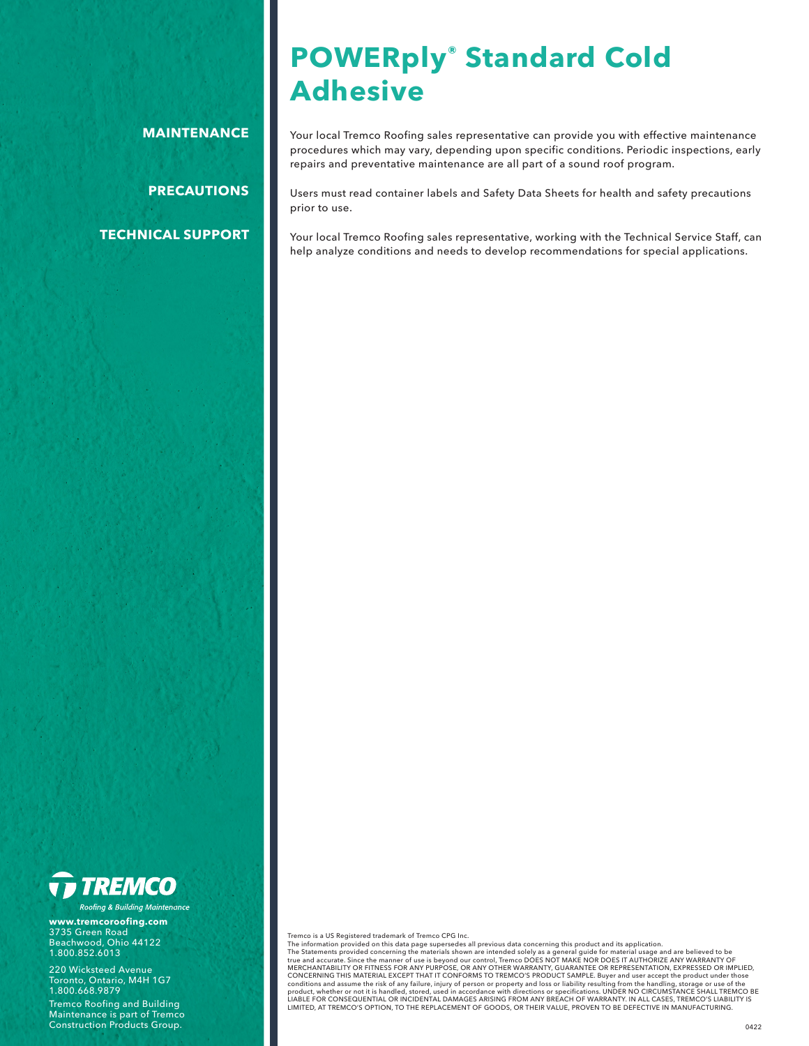# POWERply® Standard Cold Adhesive

## MAINTENANCE

Your local Tremco Roofing sales representative can provide you with effective maintenance procedures which may vary, depending upon specific conditions. Periodic inspections, early repairs and preventative maintenance are all part of a sound roof program.

## PRECAUTIONS

Users must read container labels and Safety Data Sheets for health and safety precautions prior to use.

## TECHNICAL SUPPORT

Your local Tremco Roofing sales representative, working with the Technical Service Staff, can help analyze conditions and needs to develop recommendations for special applications.

TREMCO
*Roofing & Building Maintenance*

**www.tremcoroofing.com**
3735 Green Road
Beachwood, Ohio 44122
1.800.852.6013

220 Wicksteed Avenue
Toronto, Ontario, M4H 1G7
1.800.668.9879

Tremco Roofing and Building Maintenance is part of Tremco Construction Products Group.

Tremco is a US Registered trademark of Tremco CPG Inc.
The information provided on this data page supersedes all previous data concerning this product and its application.
The Statements provided concerning the materials shown are intended solely as a general guide for material usage and are believed to be true and accurate. Since the manner of use is beyond our control, Tremco DOES NOT MAKE NOR DOES IT AUTHORIZE ANY WARRANTY OF MERCHANTABILITY OR FITNESS FOR ANY PURPOSE, OR ANY OTHER WARRANTY, GUARANTEE OR REPRESENTATION, EXPRESSED OR IMPLIED, CONCERNING THIS MATERIAL EXCEPT THAT IT CONFORMS TO TREMCO'S PRODUCT SAMPLE. Buyer and user accept the product under those conditions and assume the risk of any failure, injury of person or property and loss or liability resulting from the handling, storage or use of the product, whether or not it is handled, stored, used in accordance with directions or specifications. UNDER NO CIRCUMSTANCE SHALL TREMCO BE LIABLE FOR CONSEQUENTIAL OR INCIDENTAL DAMAGES ARISING FROM ANY BREACH OF WARRANTY. IN ALL CASES, TREMCO'S LIABILITY IS LIMITED, AT TREMCO'S OPTION, TO THE REPLACEMENT OF GOODS, OR THEIR VALUE, PROVEN TO BE DEFECTIVE IN MANUFACTURING.

0422